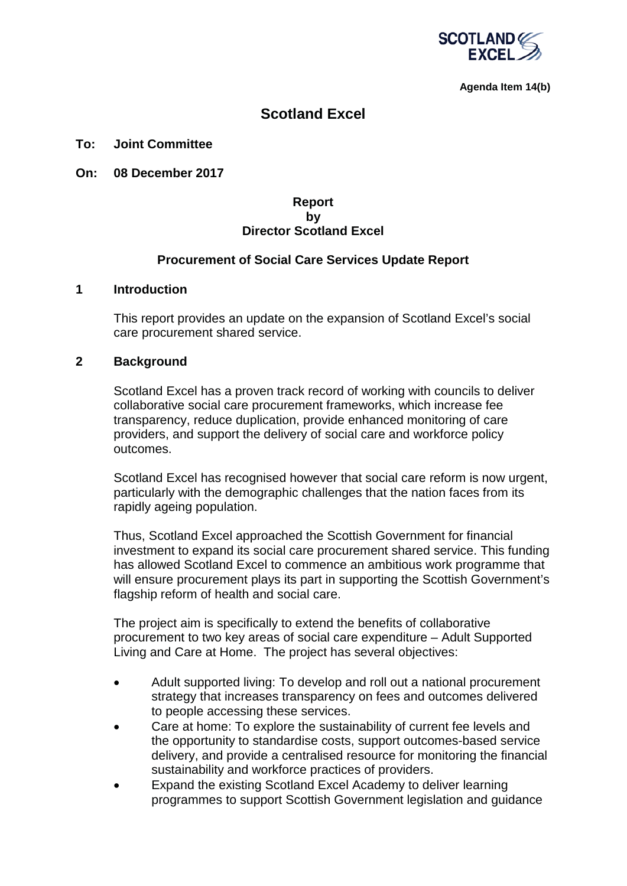**Agenda Item 14(b)**

# Scotland Excel

**To: Joint Committee**

**On: 08 December 2017**

**Report**
**by**
**Director Scotland Excel**

## Procurement of Social Care Services Update Report

## 1 Introduction

This report provides an update on the expansion of Scotland Excel's social care procurement shared service.

## 2 Background

Scotland Excel has a proven track record of working with councils to deliver collaborative social care procurement frameworks, which increase fee transparency, reduce duplication, provide enhanced monitoring of care providers, and support the delivery of social care and workforce policy outcomes.

Scotland Excel has recognised however that social care reform is now urgent, particularly with the demographic challenges that the nation faces from its rapidly ageing population.

Thus, Scotland Excel approached the Scottish Government for financial investment to expand its social care procurement shared service. This funding has allowed Scotland Excel to commence an ambitious work programme that will ensure procurement plays its part in supporting the Scottish Government's flagship reform of health and social care.

The project aim is specifically to extend the benefits of collaborative procurement to two key areas of social care expenditure – Adult Supported Living and Care at Home. The project has several objectives:

- Adult supported living: To develop and roll out a national procurement strategy that increases transparency on fees and outcomes delivered to people accessing these services.
- Care at home: To explore the sustainability of current fee levels and the opportunity to standardise costs, support outcomes-based service delivery, and provide a centralised resource for monitoring the financial sustainability and workforce practices of providers.
- Expand the existing Scotland Excel Academy to deliver learning programmes to support Scottish Government legislation and guidance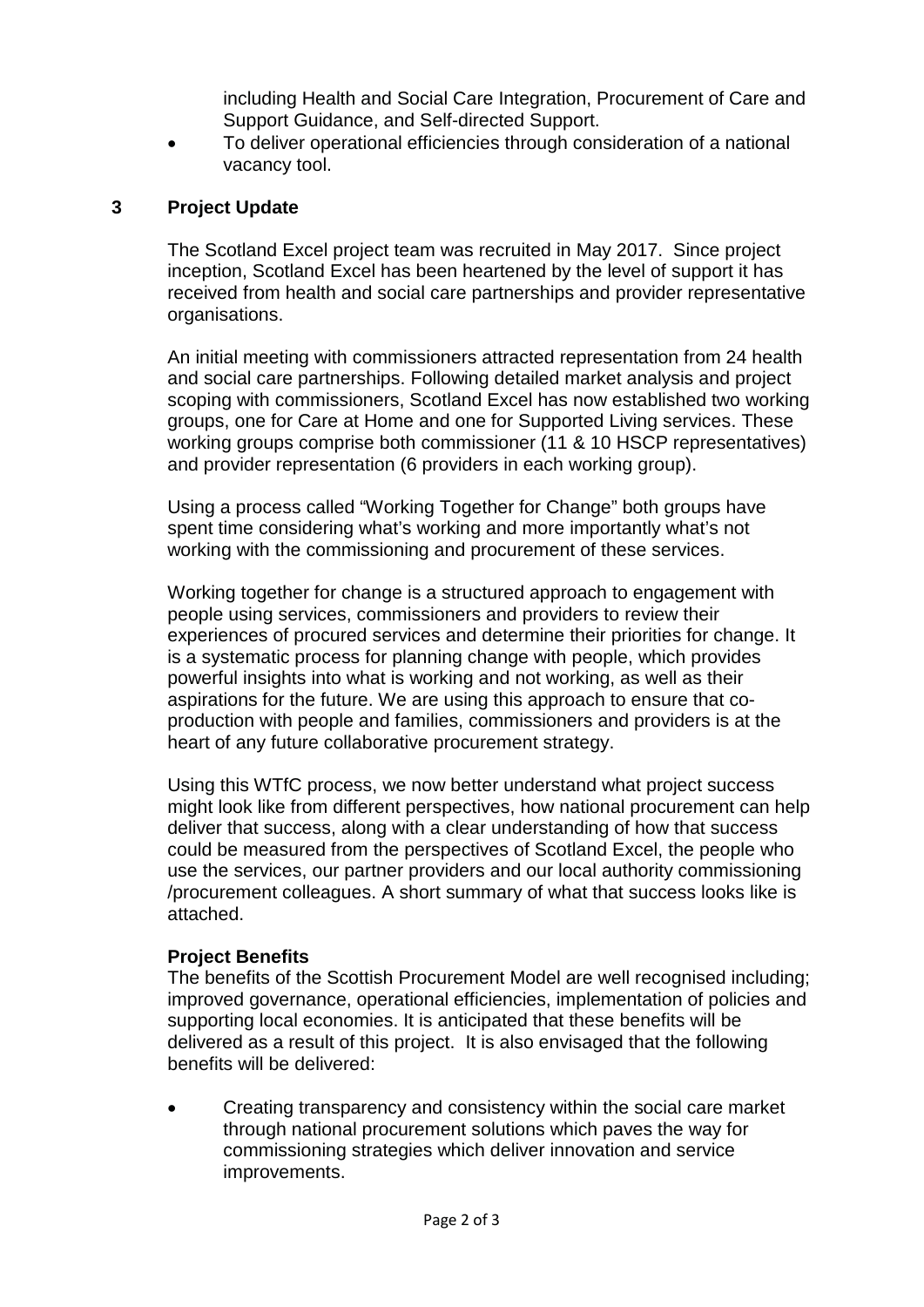including Health and Social Care Integration, Procurement of Care and Support Guidance, and Self-directed Support.

- To deliver operational efficiencies through consideration of a national vacancy tool.

## 3 Project Update

The Scotland Excel project team was recruited in May 2017. Since project inception, Scotland Excel has been heartened by the level of support it has received from health and social care partnerships and provider representative organisations.

An initial meeting with commissioners attracted representation from 24 health and social care partnerships. Following detailed market analysis and project scoping with commissioners, Scotland Excel has now established two working groups, one for Care at Home and one for Supported Living services. These working groups comprise both commissioner (11 & 10 HSCP representatives) and provider representation (6 providers in each working group).

Using a process called "Working Together for Change" both groups have spent time considering what's working and more importantly what's not working with the commissioning and procurement of these services.

Working together for change is a structured approach to engagement with people using services, commissioners and providers to review their experiences of procured services and determine their priorities for change. It is a systematic process for planning change with people, which provides powerful insights into what is working and not working, as well as their aspirations for the future. We are using this approach to ensure that co-production with people and families, commissioners and providers is at the heart of any future collaborative procurement strategy.

Using this WTfC process, we now better understand what project success might look like from different perspectives, how national procurement can help deliver that success, along with a clear understanding of how that success could be measured from the perspectives of Scotland Excel, the people who use the services, our partner providers and our local authority commissioning /procurement colleagues. A short summary of what that success looks like is attached.

**Project Benefits**

The benefits of the Scottish Procurement Model are well recognised including; improved governance, operational efficiencies, implementation of policies and supporting local economies. It is anticipated that these benefits will be delivered as a result of this project. It is also envisaged that the following benefits will be delivered:

- Creating transparency and consistency within the social care market through national procurement solutions which paves the way for commissioning strategies which deliver innovation and service improvements.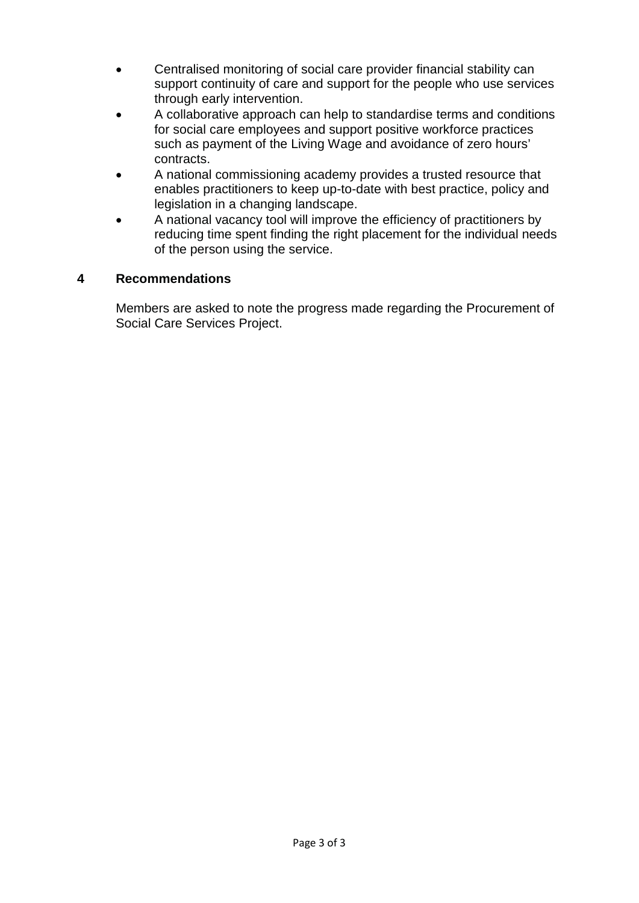- Centralised monitoring of social care provider financial stability can support continuity of care and support for the people who use services through early intervention.
- A collaborative approach can help to standardise terms and conditions for social care employees and support positive workforce practices such as payment of the Living Wage and avoidance of zero hours' contracts.
- A national commissioning academy provides a trusted resource that enables practitioners to keep up-to-date with best practice, policy and legislation in a changing landscape.
- A national vacancy tool will improve the efficiency of practitioners by reducing time spent finding the right placement for the individual needs of the person using the service.

## 4 Recommendations

Members are asked to note the progress made regarding the Procurement of Social Care Services Project.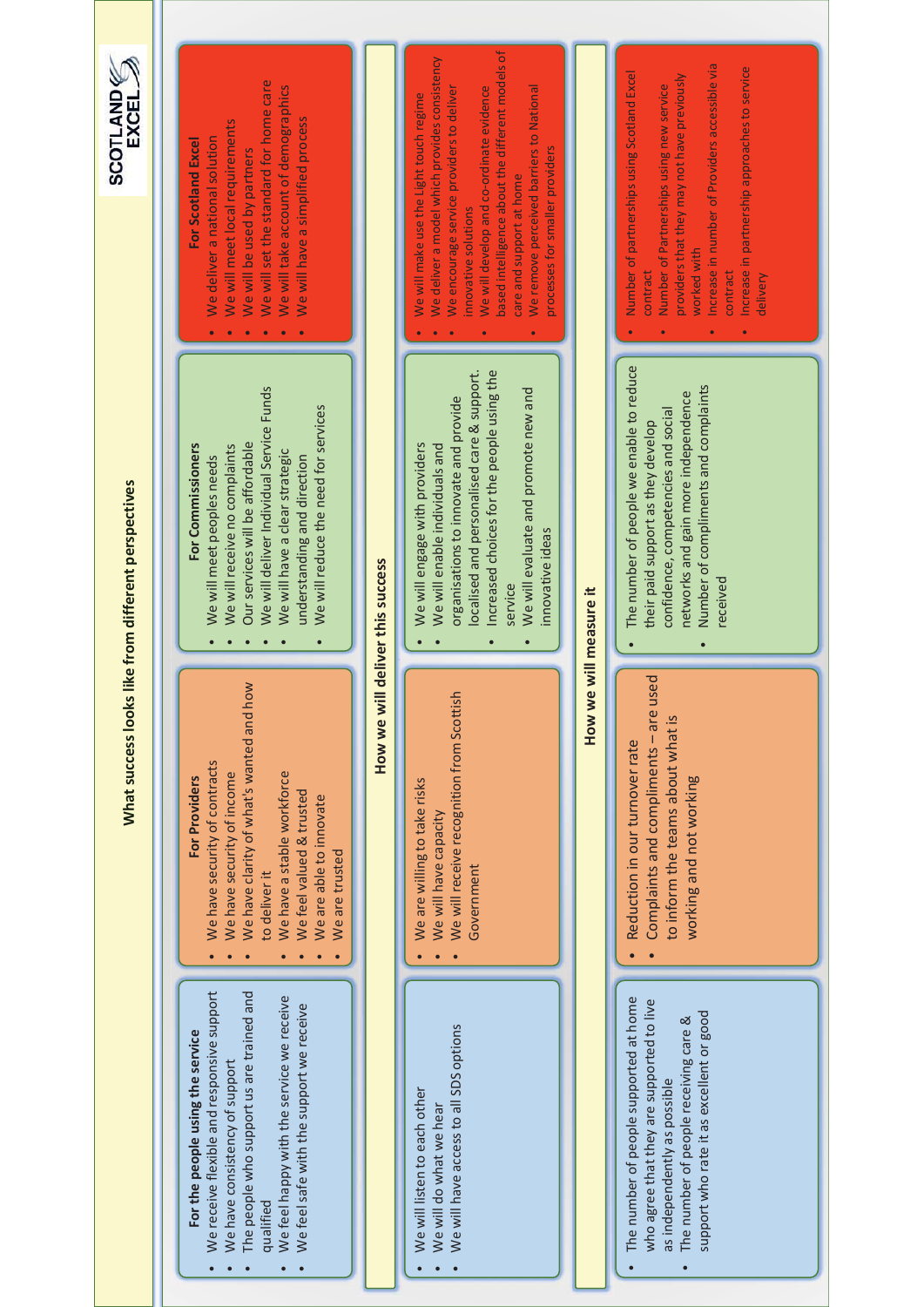# What success looks like from different perspectives

| For the people using the service | For Providers | For Commissioners | For Scotland Excel |
|---|---|---|---|
| • We receive flexible and responsive support<br>• We have consistency of support<br>• The people who support us are trained and qualified<br>• We feel happy with the service we receive<br>• We feel safe with the support we receive | • We have security of contracts<br>• We have security of income<br>• We have clarity of what's wanted and how to deliver it<br>• We have a stable workforce<br>• We feel valued & trusted<br>• We are able to innovate<br>• We are trusted | • We will meet peoples needs<br>• We will receive no complaints<br>• Our services will be affordable<br>• We will deliver Individual Service Funds<br>• We will have a clear strategic understanding and direction<br>• We will reduce the need for services | • We deliver a national solution<br>• We will meet local requirements<br>• We will be used by partners<br>• We will set the standard for home care<br>• We will take account of demographics<br>• We will have a simplified process |

## How we will deliver this success

| | | | |
|---|---|---|---|
| • We will listen to each other<br>• We will do what we hear<br>• We will have access to all SDS options | • We are willing to take risks<br>• We will have capacity<br>• We will receive recognition from Scottish Government | • We will engage with providers<br>• We will enable individuals and organisations to innovate and provide localised and personalised care & support.<br>• Increased choices for the people using the service<br>• We will evaluate and promote new and innovative ideas | • We will make use the Light touch regime<br>• We deliver a model which provides consistency<br>• We encourage service providers to deliver innovative solutions<br>• We will develop and co-ordinate evidence based intelligence about the different models of care and support at home<br>• We remove perceived barriers to National processes for smaller providers |

## How we will measure it

| | | | |
|---|---|---|---|
| • The number of people supported at home who agree that they are supported to live as independently as possible<br>• The number of people receiving care & support who rate it as excellent or good | • Reduction in our turnover rate<br>• Complaints and compliments – are used to inform the teams about what is working and not working | • The number of people we enable to reduce their paid support as they develop confidence, competencies and social networks and gain more independence<br>• Number of compliments and complaints received | • Number of partnerships using Scotland Excel contract<br>• Number of Partnerships using new service providers that they may not have previously worked with<br>• Increase in number of Providers accessible via contract<br>• Increase in partnership approaches to service delivery |